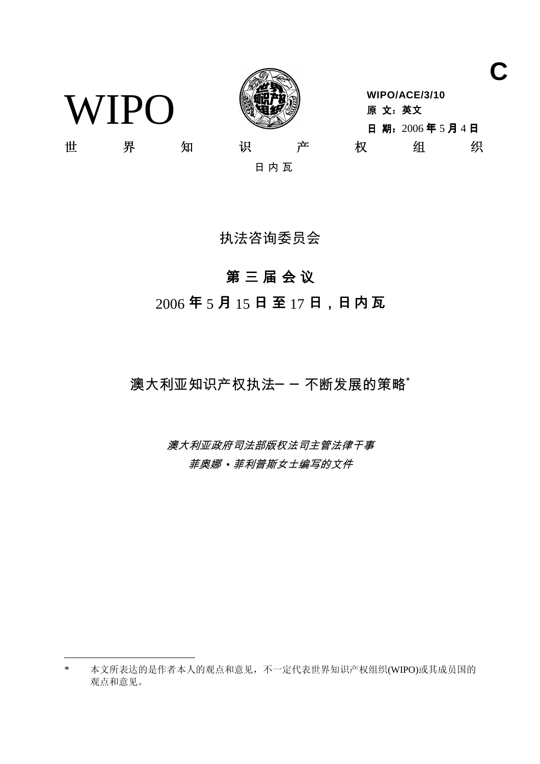C

WIPO

WIPO/ACE/3/10
原 文：英文
日 期：2006 年 5 月 4 日

世 界 知 识 产 权 组 织

日 内 瓦

# 执法咨询委员会

## 第 三 届 会 议

## 2006 年 5 月 15 日至 17 日，日内瓦

# 澳大利亚知识产权执法－－不断发展的策略*

*澳大利亚政府司法部版权法司主管法律干事*
*菲奥娜·菲利普斯女士编写的文件*

---

\* 本文所表达的是作者本人的观点和意见，不一定代表世界知识产权组织(WIPO)或其成员国的观点和意见。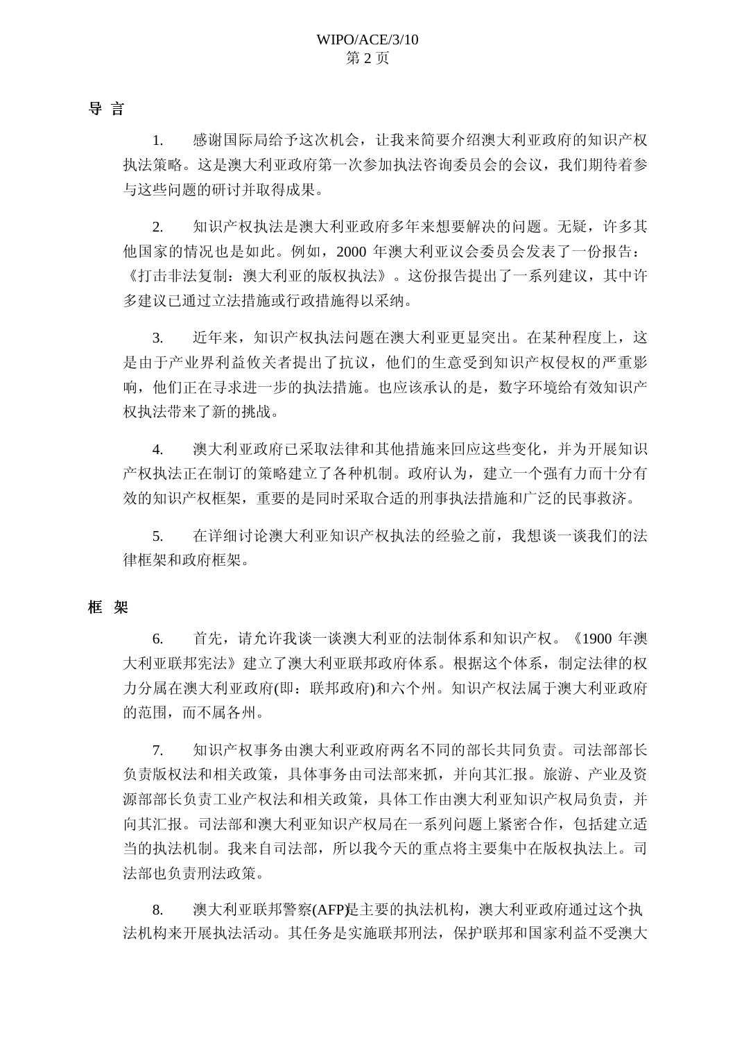## 导 言

1. 感谢国际局给予这次机会，让我来简要介绍澳大利亚政府的知识产权执法策略。这是澳大利亚政府第一次参加执法咨询委员会的会议，我们期待着参与这些问题的研讨并取得成果。

2. 知识产权执法是澳大利亚政府多年来想要解决的问题。无疑，许多其他国家的情况也是如此。例如，2000 年澳大利亚议会委员会发表了一份报告：《打击非法复制：澳大利亚的版权执法》。这份报告提出了一系列建议，其中许多建议已通过立法措施或行政措施得以采纳。

3. 近年来，知识产权执法问题在澳大利亚更显突出。在某种程度上，这是由于产业界利益攸关者提出了抗议，他们的生意受到知识产权侵权的严重影响，他们正在寻求进一步的执法措施。也应该承认的是，数字环境给有效知识产权执法带来了新的挑战。

4. 澳大利亚政府已采取法律和其他措施来回应这些变化，并为开展知识产权执法正在制订的策略建立了各种机制。政府认为，建立一个强有力而十分有效的知识产权框架，重要的是同时采取合适的刑事执法措施和广泛的民事救济。

5. 在详细讨论澳大利亚知识产权执法的经验之前，我想谈一谈我们的法律框架和政府框架。

## 框 架

6. 首先，请允许我谈一谈澳大利亚的法制体系和知识产权。《1900 年澳大利亚联邦宪法》建立了澳大利亚联邦政府体系。根据这个体系，制定法律的权力分属在澳大利亚政府(即：联邦政府)和六个州。知识产权法属于澳大利亚政府的范围，而不属各州。

7. 知识产权事务由澳大利亚政府两名不同的部长共同负责。司法部部长负责版权法和相关政策，具体事务由司法部来抓，并向其汇报。旅游、产业及资源部部长负责工业产权法和相关政策，具体工作由澳大利亚知识产权局负责，并向其汇报。司法部和澳大利亚知识产权局在一系列问题上紧密合作，包括建立适当的执法机制。我来自司法部，所以我今天的重点将主要集中在版权执法上。司法部也负责刑法政策。

8. 澳大利亚联邦警察(AFP)是主要的执法机构，澳大利亚政府通过这个执法机构来开展执法活动。其任务是实施联邦刑法，保护联邦和国家利益不受澳大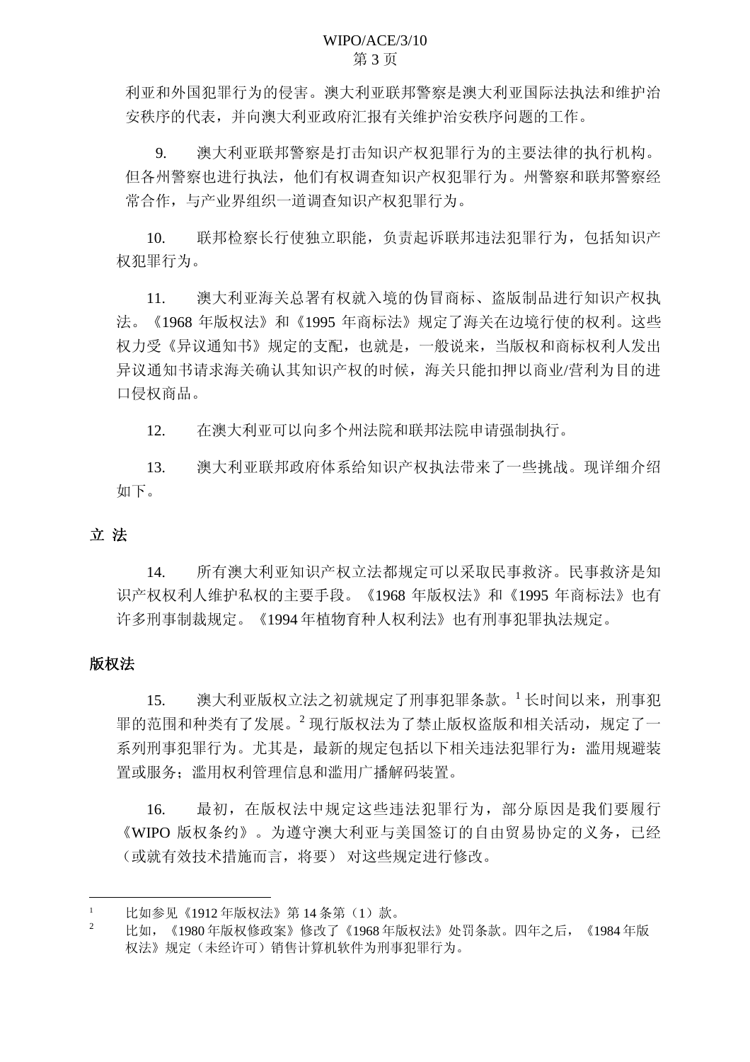利亚和外国犯罪行为的侵害。澳大利亚联邦警察是澳大利亚国际法执法和维护治安秩序的代表，并向澳大利亚政府汇报有关维护治安秩序问题的工作。

9. 澳大利亚联邦警察是打击知识产权犯罪行为的主要法律的执行机构。但各州警察也进行执法，他们有权调查知识产权犯罪行为。州警察和联邦警察经常合作，与产业界组织一道调查知识产权犯罪行为。

10. 联邦检察长行使独立职能，负责起诉联邦违法犯罪行为，包括知识产权犯罪行为。

11. 澳大利亚海关总署有权就入境的伪冒商标、盗版制品进行知识产权执法。《1968 年版权法》和《1995 年商标法》规定了海关在边境行使的权利。这些权力受《异议通知书》规定的支配，也就是，一般说来，当版权和商标权利人发出异议通知书请求海关确认其知识产权的时候，海关只能扣押以商业/营利为目的进口侵权商品。

12. 在澳大利亚可以向多个州法院和联邦法院申请强制执行。

13. 澳大利亚联邦政府体系给知识产权执法带来了一些挑战。现详细介绍如下。

## 立 法

14. 所有澳大利亚知识产权立法都规定可以采取民事救济。民事救济是知识产权权利人维护私权的主要手段。《1968 年版权法》和《1995 年商标法》也有许多刑事制裁规定。《1994 年植物育种人权利法》也有刑事犯罪执法规定。

### 版权法

15. 澳大利亚版权立法之初就规定了刑事犯罪条款。[1] 长时间以来，刑事犯罪的范围和种类有了发展。[2] 现行版权法为了禁止版权盗版和相关活动，规定了一系列刑事犯罪行为。尤其是，最新的规定包括以下相关违法犯罪行为：滥用规避装置或服务；滥用权利管理信息和滥用广播解码装置。

16. 最初，在版权法中规定这些违法犯罪行为，部分原因是我们要履行《WIPO 版权条约》。为遵守澳大利亚与美国签订的自由贸易协定的义务，已经（或就有效技术措施而言，将要） 对这些规定进行修改。

---

[1] 比如参见《1912 年版权法》第 14 条第（1）款。

[2] 比如，《1980 年版权修政案》修改了《1968 年版权法》处罚条款。四年之后，《1984 年版权法》规定（未经许可）销售计算机软件为刑事犯罪行为。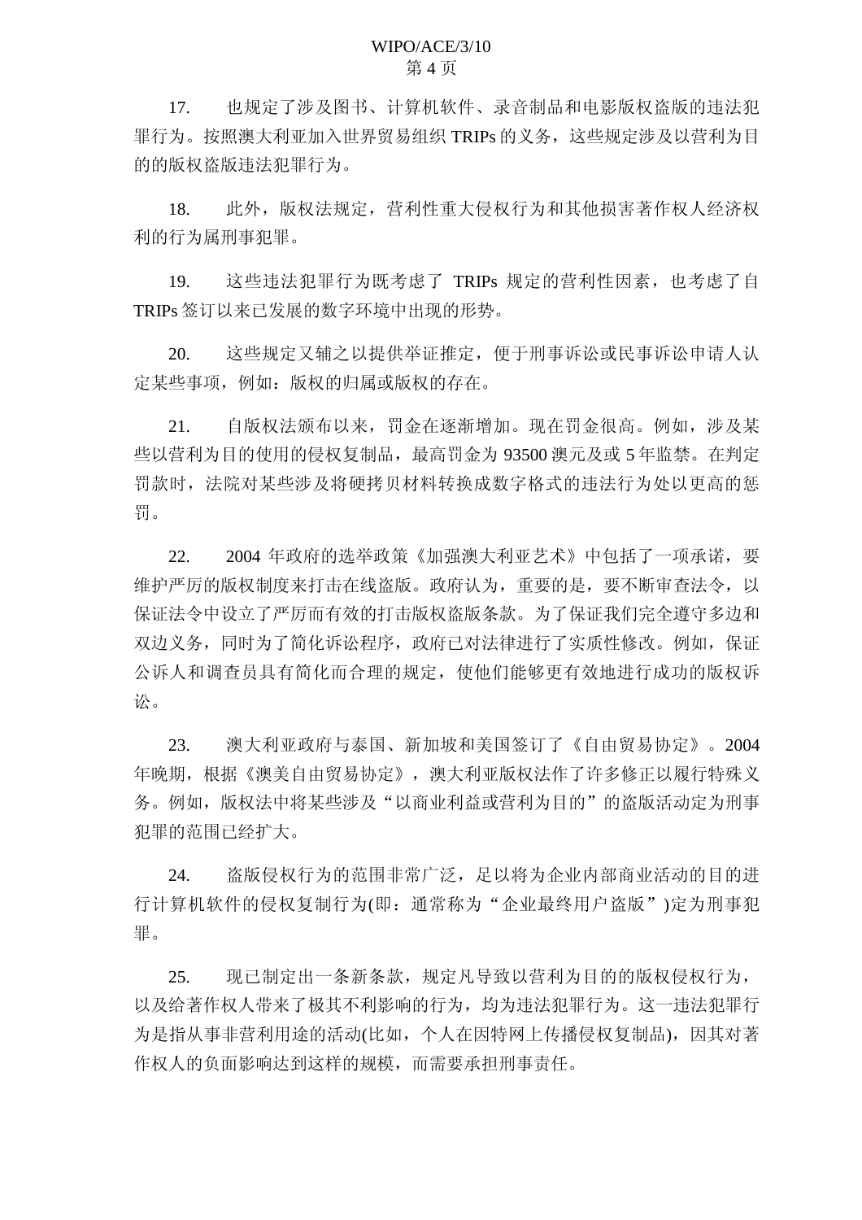17. 也规定了涉及图书、计算机软件、录音制品和电影版权盗版的违法犯罪行为。按照澳大利亚加入世界贸易组织 TRIPs 的义务，这些规定涉及以营利为目的的版权盗版违法犯罪行为。

18. 此外，版权法规定，营利性重大侵权行为和其他损害著作权人经济权利的行为属刑事犯罪。

19. 这些违法犯罪行为既考虑了 TRIPs 规定的营利性因素，也考虑了自 TRIPs 签订以来已发展的数字环境中出现的形势。

20. 这些规定又辅之以提供举证推定，便于刑事诉讼或民事诉讼申请人认定某些事项，例如：版权的归属或版权的存在。

21. 自版权法颁布以来，罚金在逐渐增加。现在罚金很高。例如，涉及某些以营利为目的使用的侵权复制品，最高罚金为 93500 澳元及或 5 年监禁。在判定罚款时，法院对某些涉及将硬拷贝材料转换成数字格式的违法行为处以更高的惩罚。

22. 2004 年政府的选举政策《加强澳大利亚艺术》中包括了一项承诺，要维护严厉的版权制度来打击在线盗版。政府认为，重要的是，要不断审查法令，以保证法令中设立了严厉而有效的打击版权盗版条款。为了保证我们完全遵守多边和双边义务，同时为了简化诉讼程序，政府已对法律进行了实质性修改。例如，保证公诉人和调查员具有简化而合理的规定，使他们能够更有效地进行成功的版权诉讼。

23. 澳大利亚政府与泰国、新加坡和美国签订了《自由贸易协定》。2004 年晚期，根据《澳美自由贸易协定》，澳大利亚版权法作了许多修正以履行特殊义务。例如，版权法中将某些涉及“以商业利益或营利为目的”的盗版活动定为刑事犯罪的范围已经扩大。

24. 盗版侵权行为的范围非常广泛，足以将为企业内部商业活动的目的进行计算机软件的侵权复制行为(即：通常称为“企业最终用户盗版”)定为刑事犯罪。

25. 现已制定出一条新条款，规定凡导致以营利为目的的版权侵权行为，以及给著作权人带来了极其不利影响的行为，均为违法犯罪行为。这一违法犯罪行为是指从事非营利用途的活动(比如，个人在因特网上传播侵权复制品)，因其对著作权人的负面影响达到这样的规模，而需要承担刑事责任。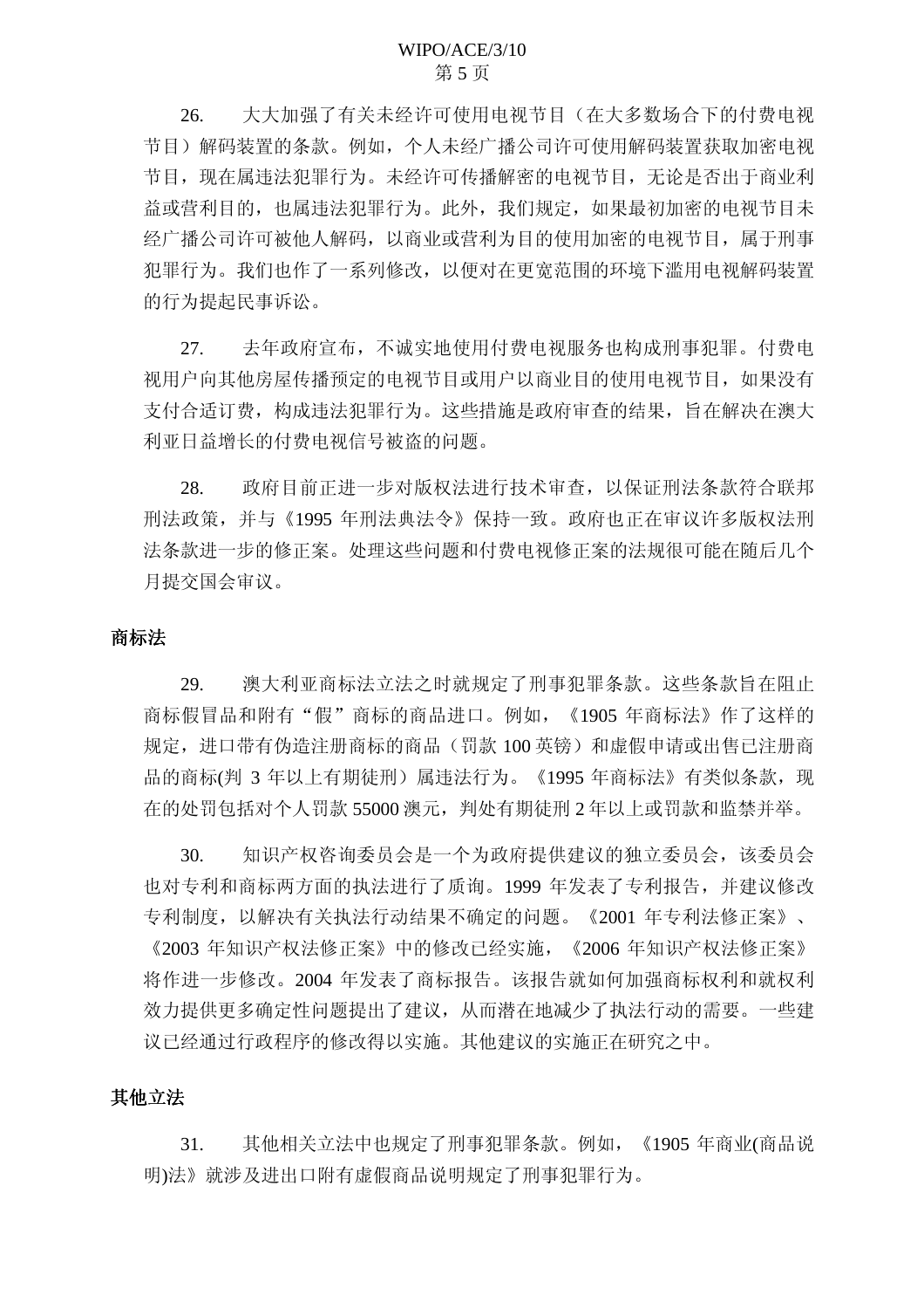26.　大大加强了有关未经许可使用电视节目（在大多数场合下的付费电视节目）解码装置的条款。例如，个人未经广播公司许可使用解码装置获取加密电视节目，现在属违法犯罪行为。未经许可传播解密的电视节目，无论是否出于商业利益或营利目的，也属违法犯罪行为。此外，我们规定，如果最初加密的电视节目未经广播公司许可被他人解码，以商业或营利为目的使用加密的电视节目，属于刑事犯罪行为。我们也作了一系列修改，以便对在更宽范围的环境下滥用电视解码装置的行为提起民事诉讼。

27.　去年政府宣布，不诚实地使用付费电视服务也构成刑事犯罪。付费电视用户向其他房屋传播预定的电视节目或用户以商业目的使用电视节目，如果没有支付合适订费，构成违法犯罪行为。这些措施是政府审查的结果，旨在解决在澳大利亚日益增长的付费电视信号被盗的问题。

28.　政府目前正进一步对版权法进行技术审查，以保证刑法条款符合联邦刑法政策，并与《1995 年刑法典法令》保持一致。政府也正在审议许多版权法刑法条款进一步的修正案。处理这些问题和付费电视修正案的法规很可能在随后几个月提交国会审议。

**商标法**

29.　澳大利亚商标法立法之时就规定了刑事犯罪条款。这些条款旨在阻止商标假冒品和附有“假”商标的商品进口。例如，《1905 年商标法》作了这样的规定，进口带有伪造注册商标的商品（罚款 100 英镑）和虚假申请或出售已注册商品的商标(判 3 年以上有期徒刑）属违法行为。《1995 年商标法》有类似条款，现在的处罚包括对个人罚款 55000 澳元，判处有期徒刑 2 年以上或罚款和监禁并举。

30.　知识产权咨询委员会是一个为政府提供建议的独立委员会，该委员会也对专利和商标两方面的执法进行了质询。1999 年发表了专利报告，并建议修改专利制度，以解决有关执法行动结果不确定的问题。《2001 年专利法修正案》、《2003 年知识产权法修正案》中的修改已经实施，《2006 年知识产权法修正案》将作进一步修改。2004 年发表了商标报告。该报告就如何加强商标权利和就权利效力提供更多确定性问题提出了建议，从而潜在地减少了执法行动的需要。一些建议已经通过行政程序的修改得以实施。其他建议的实施正在研究之中。

**其他立法**

31.　其他相关立法中也规定了刑事犯罪条款。例如，《1905 年商业(商品说明)法》就涉及进出口附有虚假商品说明规定了刑事犯罪行为。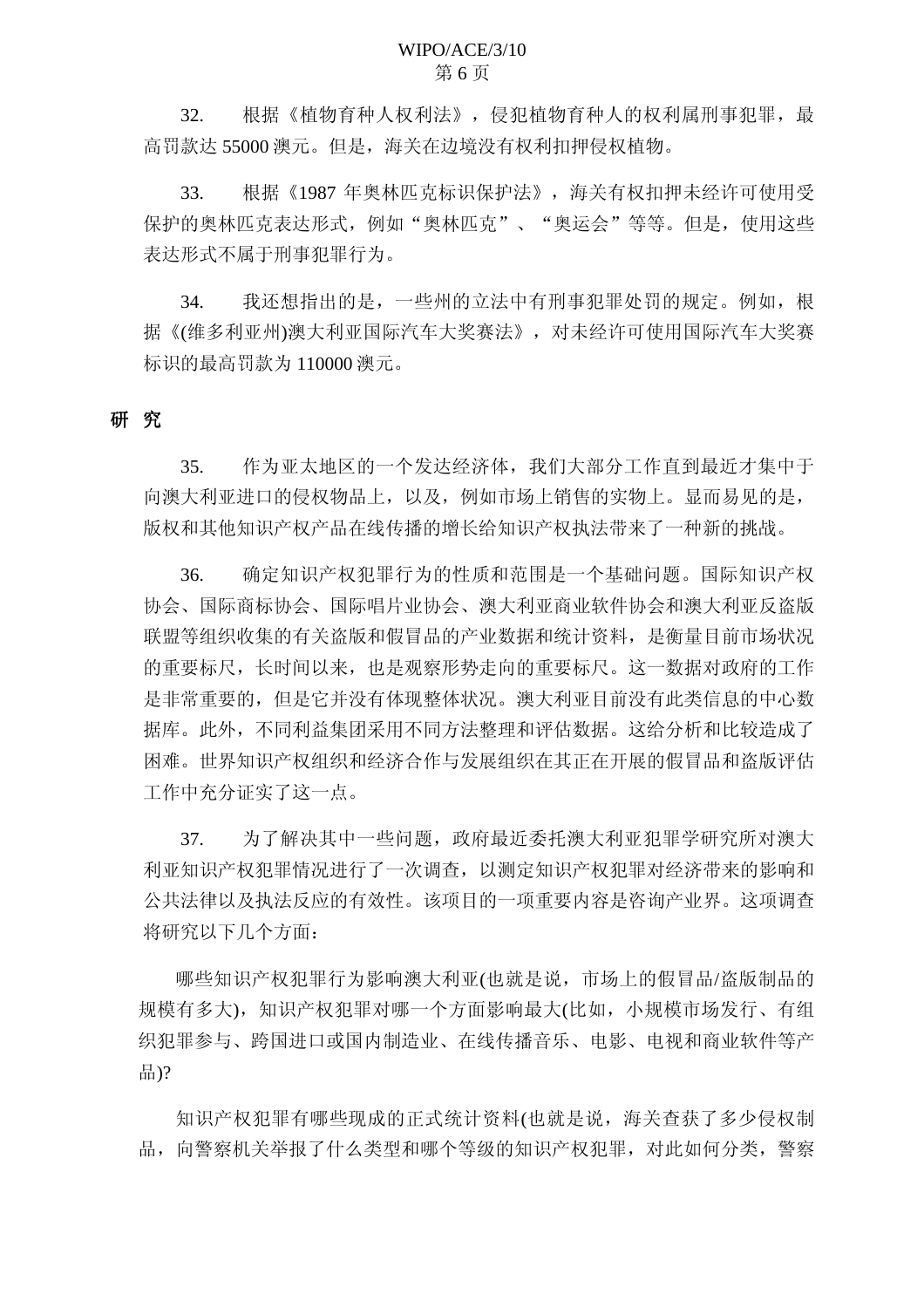32. 根据《植物育种人权利法》，侵犯植物育种人的权利属刑事犯罪，最高罚款达 55000 澳元。但是，海关在边境没有权利扣押侵权植物。

33. 根据《1987 年奥林匹克标识保护法》，海关有权扣押未经许可使用受保护的奥林匹克表达形式，例如“奥林匹克”、“奥运会”等等。但是，使用这些表达形式不属于刑事犯罪行为。

34. 我还想指出的是，一些州的立法中有刑事犯罪处罚的规定。例如，根据《(维多利亚州)澳大利亚国际汽车大奖赛法》，对未经许可使用国际汽车大奖赛标识的最高罚款为 110000 澳元。

## 研 究

35. 作为亚太地区的一个发达经济体，我们大部分工作直到最近才集中于向澳大利亚进口的侵权物品上，以及，例如市场上销售的实物上。显而易见的是，版权和其他知识产权产品在线传播的增长给知识产权执法带来了一种新的挑战。

36. 确定知识产权犯罪行为的性质和范围是一个基础问题。国际知识产权协会、国际商标协会、国际唱片业协会、澳大利亚商业软件协会和澳大利亚反盗版联盟等组织收集的有关盗版和假冒品的产业数据和统计资料，是衡量目前市场状况的重要标尺，长时间以来，也是观察形势走向的重要标尺。这一数据对政府的工作是非常重要的，但是它并没有体现整体状况。澳大利亚目前没有此类信息的中心数据库。此外，不同利益集团采用不同方法整理和评估数据。这给分析和比较造成了困难。世界知识产权组织和经济合作与发展组织在其正在开展的假冒品和盗版评估工作中充分证实了这一点。

37. 为了解决其中一些问题，政府最近委托澳大利亚犯罪学研究所对澳大利亚知识产权犯罪情况进行了一次调查，以测定知识产权犯罪对经济带来的影响和公共法律以及执法反应的有效性。该项目的一项重要内容是咨询产业界。这项调查将研究以下几个方面：

哪些知识产权犯罪行为影响澳大利亚(也就是说，市场上的假冒品/盗版制品的规模有多大)，知识产权犯罪对哪一个方面影响最大(比如，小规模市场发行、有组织犯罪参与、跨国进口或国内制造业、在线传播音乐、电影、电视和商业软件等产品)?

知识产权犯罪有哪些现成的正式统计资料(也就是说，海关查获了多少侵权制品，向警察机关举报了什么类型和哪个等级的知识产权犯罪，对此如何分类，警察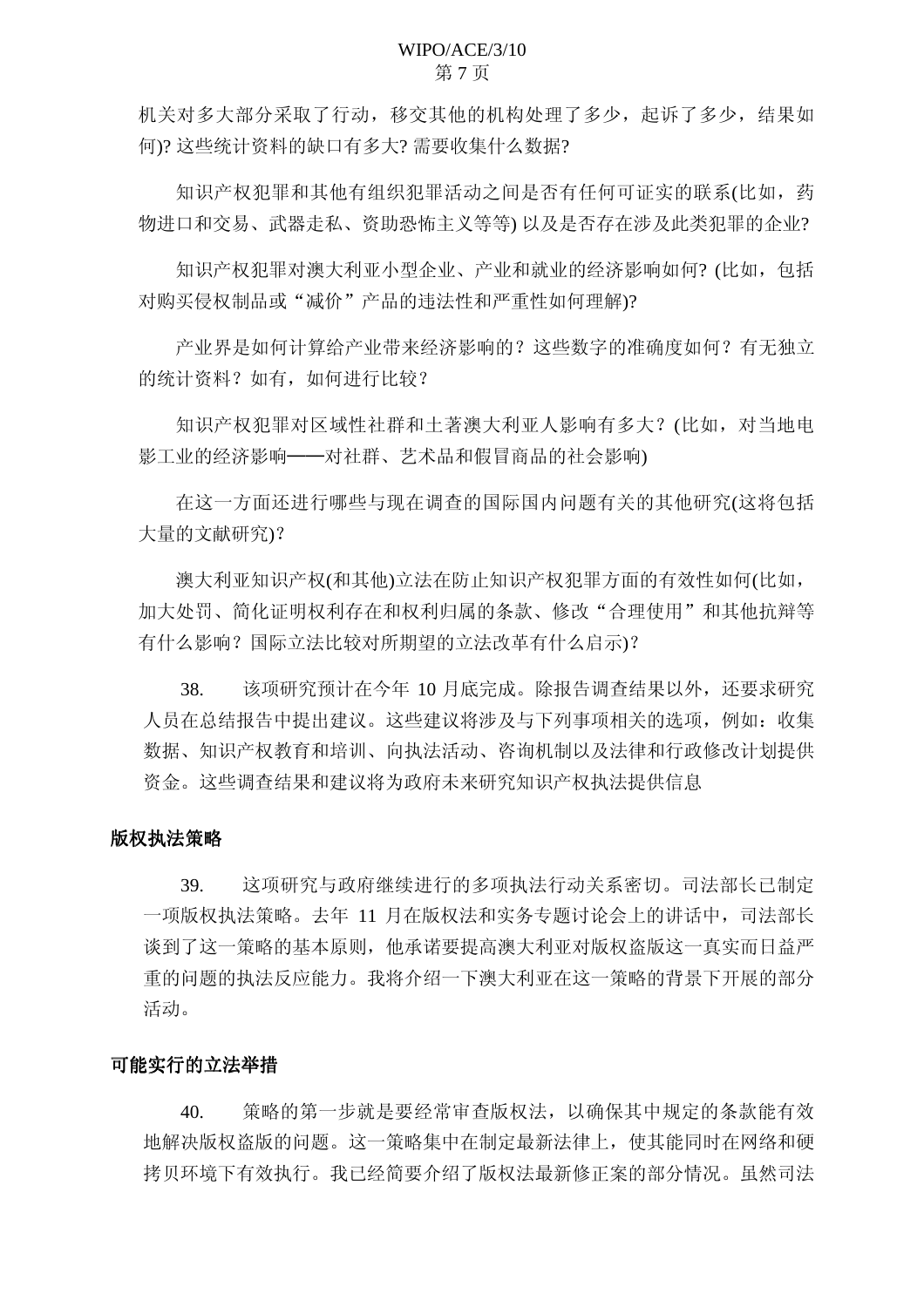机关对多大部分采取了行动，移交其他的机构处理了多少，起诉了多少，结果如何)? 这些统计资料的缺口有多大? 需要收集什么数据?

知识产权犯罪和其他有组织犯罪活动之间是否有任何可证实的联系(比如，药物进口和交易、武器走私、资助恐怖主义等等) 以及是否存在涉及此类犯罪的企业?

知识产权犯罪对澳大利亚小型企业、产业和就业的经济影响如何? (比如，包括对购买侵权制品或“减价”产品的违法性和严重性如何理解)?

产业界是如何计算给产业带来经济影响的？这些数字的准确度如何？有无独立的统计资料？如有，如何进行比较？

知识产权犯罪对区域性社群和土著澳大利亚人影响有多大？(比如，对当地电影工业的经济影响——对社群、艺术品和假冒商品的社会影响)

在这一方面还进行哪些与现在调查的国际国内问题有关的其他研究(这将包括大量的文献研究)？

澳大利亚知识产权(和其他)立法在防止知识产权犯罪方面的有效性如何(比如，加大处罚、简化证明权利存在和权利归属的条款、修改“合理使用”和其他抗辩等有什么影响？国际立法比较对所期望的立法改革有什么启示)？

38. 该项研究预计在今年 10 月底完成。除报告调查结果以外，还要求研究人员在总结报告中提出建议。这些建议将涉及与下列事项相关的选项，例如：收集数据、知识产权教育和培训、向执法活动、咨询机制以及法律和行政修改计划提供资金。这些调查结果和建议将为政府未来研究知识产权执法提供信息

**版权执法策略**

39. 这项研究与政府继续进行的多项执法行动关系密切。司法部长已制定一项版权执法策略。去年 11 月在版权法和实务专题讨论会上的讲话中，司法部长谈到了这一策略的基本原则，他承诺要提高澳大利亚对版权盗版这一真实而日益严重的问题的执法反应能力。我将介绍一下澳大利亚在这一策略的背景下开展的部分活动。

**可能实行的立法举措**

40. 策略的第一步就是要经常审查版权法，以确保其中规定的条款能有效地解决版权盗版的问题。这一策略集中在制定最新法律上，使其能同时在网络和硬拷贝环境下有效执行。我已经简要介绍了版权法最新修正案的部分情况。虽然司法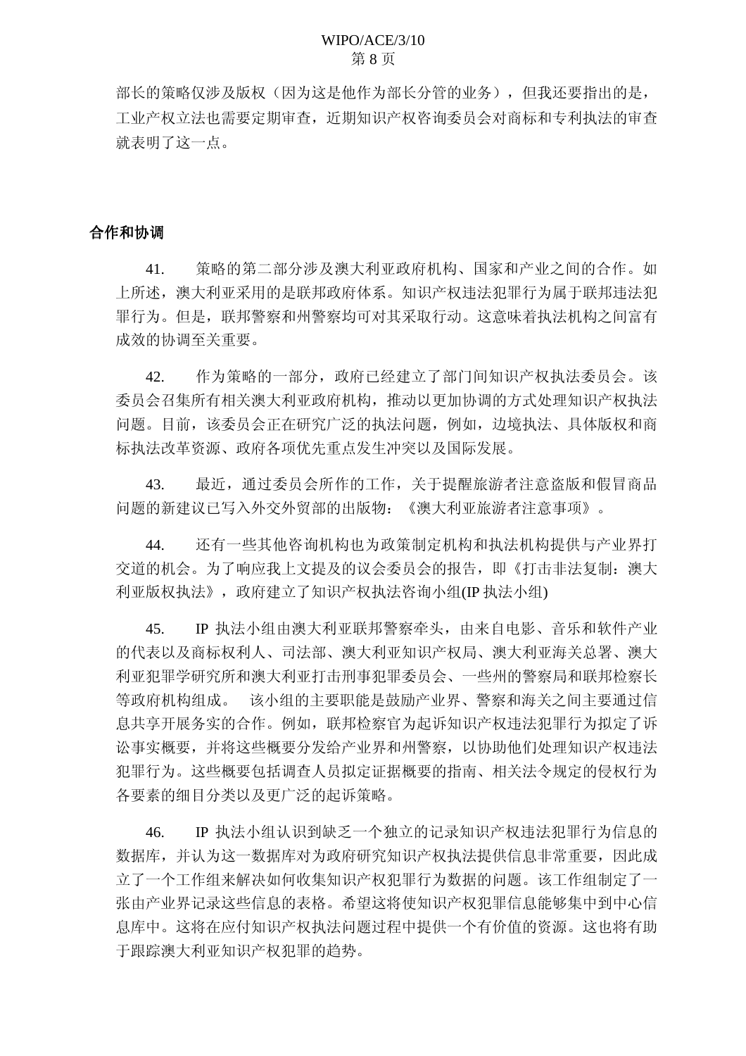部长的策略仅涉及版权（因为这是他作为部长分管的业务），但我还要指出的是，工业产权立法也需要定期审查，近期知识产权咨询委员会对商标和专利执法的审查就表明了这一点。

## 合作和协调

41. 策略的第二部分涉及澳大利亚政府机构、国家和产业之间的合作。如上所述，澳大利亚采用的是联邦政府体系。知识产权违法犯罪行为属于联邦违法犯罪行为。但是，联邦警察和州警察均可对其采取行动。这意味着执法机构之间富有成效的协调至关重要。

42. 作为策略的一部分，政府已经建立了部门间知识产权执法委员会。该委员会召集所有相关澳大利亚政府机构，推动以更加协调的方式处理知识产权执法问题。目前，该委员会正在研究广泛的执法问题，例如，边境执法、具体版权和商标执法改革资源、政府各项优先重点发生冲突以及国际发展。

43. 最近，通过委员会所作的工作，关于提醒旅游者注意盗版和假冒商品问题的新建议已写入外交外贸部的出版物：《澳大利亚旅游者注意事项》。

44. 还有一些其他咨询机构也为政策制定机构和执法机构提供与产业界打交道的机会。为了响应我上文提及的议会委员会的报告，即《打击非法复制：澳大利亚版权执法》，政府建立了知识产权执法咨询小组(IP 执法小组)

45. IP 执法小组由澳大利亚联邦警察牵头，由来自电影、音乐和软件产业的代表以及商标权利人、司法部、澳大利亚知识产权局、澳大利亚海关总署、澳大利亚犯罪学研究所和澳大利亚打击刑事犯罪委员会、一些州的警察局和联邦检察长等政府机构组成。 该小组的主要职能是鼓励产业界、警察和海关之间主要通过信息共享开展务实的合作。例如，联邦检察官为起诉知识产权违法犯罪行为拟定了诉讼事实概要，并将这些概要分发给产业界和州警察，以协助他们处理知识产权违法犯罪行为。这些概要包括调查人员拟定证据概要的指南、相关法令规定的侵权行为各要素的细目分类以及更广泛的起诉策略。

46. IP 执法小组认识到缺乏一个独立的记录知识产权违法犯罪行为信息的数据库，并认为这一数据库对为政府研究知识产权执法提供信息非常重要，因此成立了一个工作组来解决如何收集知识产权犯罪行为数据的问题。该工作组制定了一张由产业界记录这些信息的表格。希望这将使知识产权犯罪信息能够集中到中心信息库中。这将在应付知识产权执法问题过程中提供一个有价值的资源。这也将有助于跟踪澳大利亚知识产权犯罪的趋势。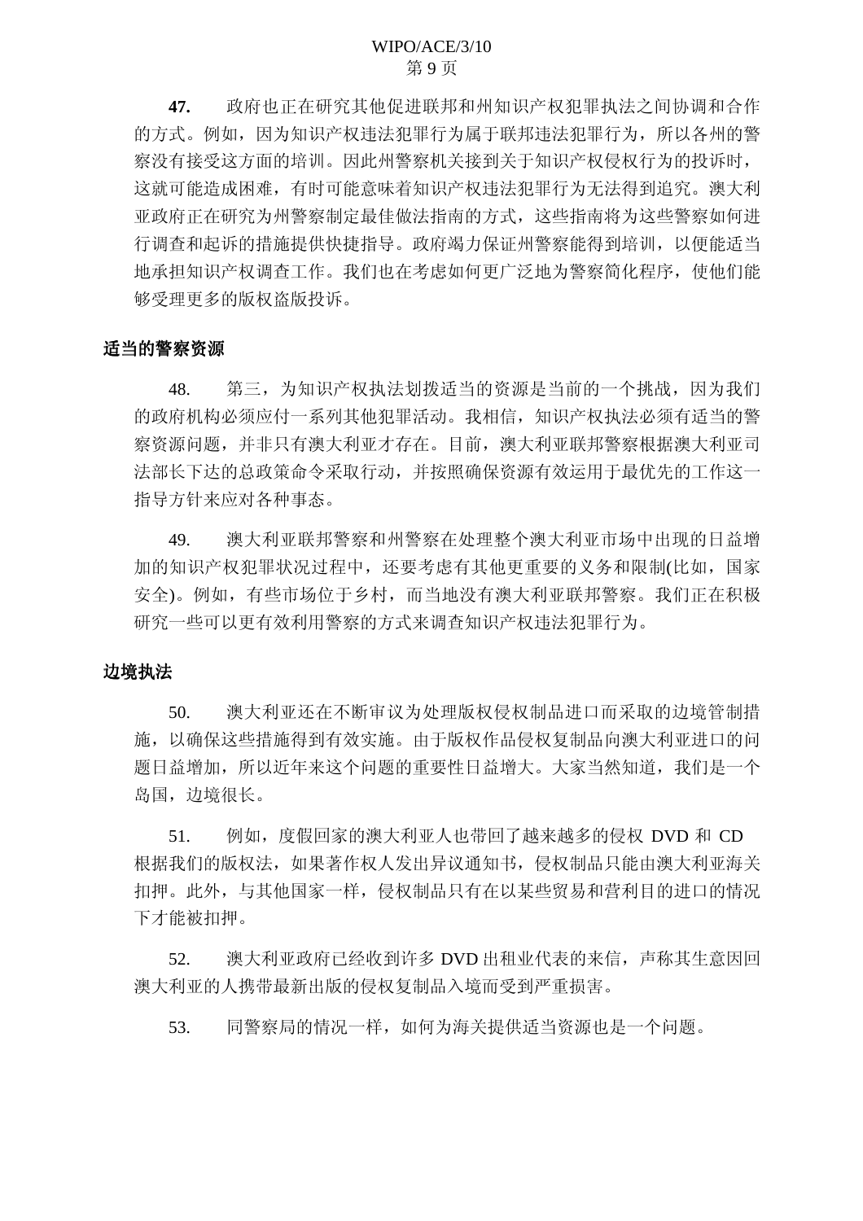**47.** 政府也正在研究其他促进联邦和州知识产权犯罪执法之间协调和合作的方式。例如，因为知识产权违法犯罪行为属于联邦违法犯罪行为，所以各州的警察没有接受这方面的培训。因此州警察机关接到关于知识产权侵权行为的投诉时，这就可能造成困难，有时可能意味着知识产权违法犯罪行为无法得到追究。澳大利亚政府正在研究为州警察制定最佳做法指南的方式，这些指南将为这些警察如何进行调查和起诉的措施提供快捷指导。政府竭力保证州警察能得到培训，以便能适当地承担知识产权调查工作。我们也在考虑如何更广泛地为警察简化程序，使他们能够受理更多的版权盗版投诉。

**适当的警察资源**

48. 第三，为知识产权执法划拨适当的资源是当前的一个挑战，因为我们的政府机构必须应付一系列其他犯罪活动。我相信，知识产权执法必须有适当的警察资源问题，并非只有澳大利亚才存在。目前，澳大利亚联邦警察根据澳大利亚司法部长下达的总政策命令采取行动，并按照确保资源有效运用于最优先的工作这一指导方针来应对各种事态。

49. 澳大利亚联邦警察和州警察在处理整个澳大利亚市场中出现的日益增加的知识产权犯罪状况过程中，还要考虑有其他更重要的义务和限制(比如，国家安全)。例如，有些市场位于乡村，而当地没有澳大利亚联邦警察。我们正在积极研究一些可以更有效利用警察的方式来调查知识产权违法犯罪行为。

**边境执法**

50. 澳大利亚还在不断审议为处理版权侵权制品进口而采取的边境管制措施，以确保这些措施得到有效实施。由于版权作品侵权复制品向澳大利亚进口的问题日益增加，所以近年来这个问题的重要性日益增大。大家当然知道，我们是一个岛国，边境很长。

51. 例如，度假回家的澳大利亚人也带回了越来越多的侵权 DVD 和 CD 根据我们的版权法，如果著作权人发出异议通知书，侵权制品只能由澳大利亚海关扣押。此外，与其他国家一样，侵权制品只有在以某些贸易和营利目的进口的情况下才能被扣押。

52. 澳大利亚政府已经收到许多 DVD 出租业代表的来信，声称其生意因回澳大利亚的人携带最新出版的侵权复制品入境而受到严重损害。

53. 同警察局的情况一样，如何为海关提供适当资源也是一个问题。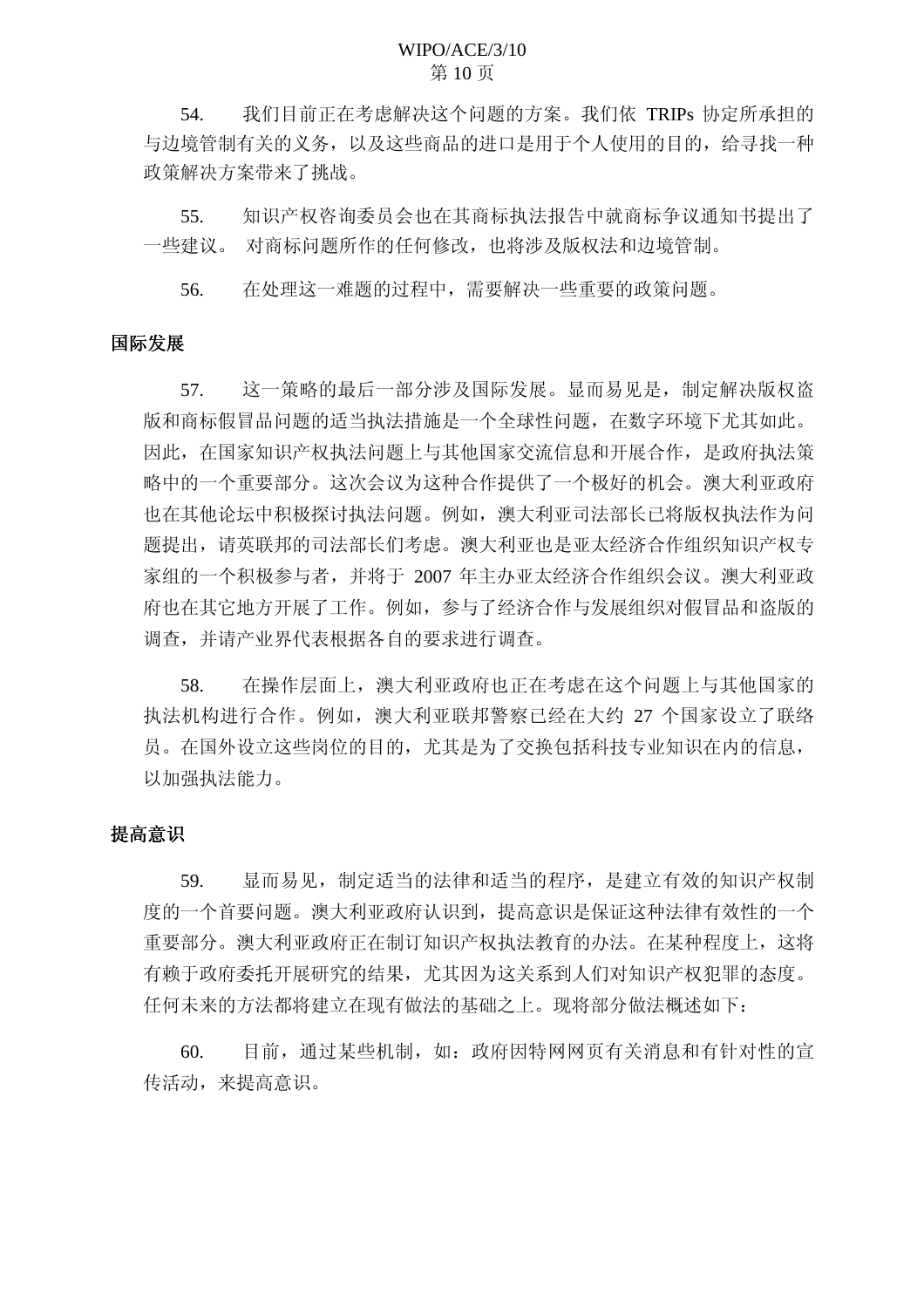54.　我们目前正在考虑解决这个问题的方案。我们依 TRIPs 协定所承担的与边境管制有关的义务，以及这些商品的进口是用于个人使用的目的，给寻找一种政策解决方案带来了挑战。

55.　知识产权咨询委员会也在其商标执法报告中就商标争议通知书提出了一些建议。 对商标问题所作的任何修改，也将涉及版权法和边境管制。

56.　在处理这一难题的过程中，需要解决一些重要的政策问题。

**国际发展**

57.　这一策略的最后一部分涉及国际发展。显而易见是，制定解决版权盗版和商标假冒品问题的适当执法措施是一个全球性问题，在数字环境下尤其如此。因此，在国家知识产权执法问题上与其他国家交流信息和开展合作，是政府执法策略中的一个重要部分。这次会议为这种合作提供了一个极好的机会。澳大利亚政府也在其他论坛中积极探讨执法问题。例如，澳大利亚司法部长已将版权执法作为问题提出，请英联邦的司法部长们考虑。澳大利亚也是亚太经济合作组织知识产权专家组的一个积极参与者，并将于 2007 年主办亚太经济合作组织会议。澳大利亚政府也在其它地方开展了工作。例如，参与了经济合作与发展组织对假冒品和盗版的调查，并请产业界代表根据各自的要求进行调查。

58.　在操作层面上，澳大利亚政府也正在考虑在这个问题上与其他国家的执法机构进行合作。例如，澳大利亚联邦警察已经在大约 27 个国家设立了联络员。在国外设立这些岗位的目的，尤其是为了交换包括科技专业知识在内的信息，以加强执法能力。

**提高意识**

59.　显而易见，制定适当的法律和适当的程序，是建立有效的知识产权制度的一个首要问题。澳大利亚政府认识到，提高意识是保证这种法律有效性的一个重要部分。澳大利亚政府正在制订知识产权执法教育的办法。在某种程度上，这将有赖于政府委托开展研究的结果，尤其因为这关系到人们对知识产权犯罪的态度。任何未来的方法都将建立在现有做法的基础之上。现将部分做法概述如下：

60.　目前，通过某些机制，如：政府因特网网页有关消息和有针对性的宣传活动，来提高意识。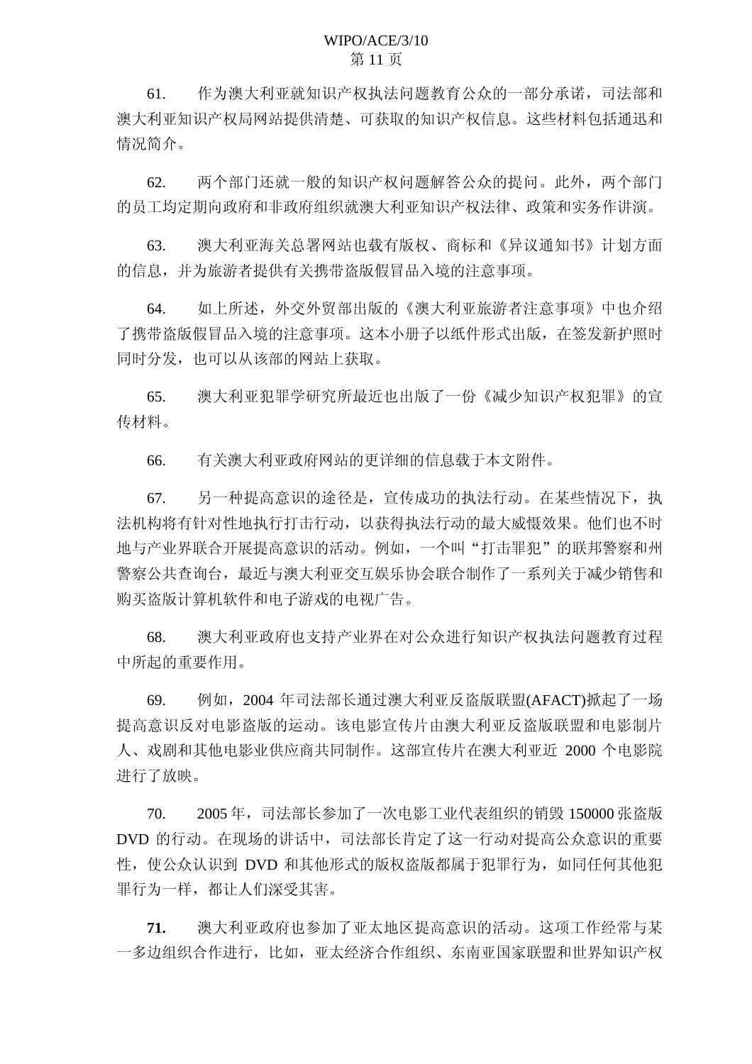61. 作为澳大利亚就知识产权执法问题教育公众的一部分承诺，司法部和澳大利亚知识产权局网站提供清楚、可获取的知识产权信息。这些材料包括通迅和情况简介。

62. 两个部门还就一般的知识产权问题解答公众的提问。此外，两个部门的员工均定期向政府和非政府组织就澳大利亚知识产权法律、政策和实务作讲演。

63. 澳大利亚海关总署网站也载有版权、商标和《异议通知书》计划方面的信息，并为旅游者提供有关携带盗版假冒品入境的注意事项。

64. 如上所述，外交外贸部出版的《澳大利亚旅游者注意事项》中也介绍了携带盗版假冒品入境的注意事项。这本小册子以纸件形式出版，在签发新护照时同时分发，也可以从该部的网站上获取。

65. 澳大利亚犯罪学研究所最近也出版了一份《减少知识产权犯罪》的宣传材料。

66. 有关澳大利亚政府网站的更详细的信息载于本文附件。

67. 另一种提高意识的途径是，宣传成功的执法行动。在某些情况下，执法机构将有针对性地执行打击行动，以获得执法行动的最大威慑效果。他们也不时地与产业界联合开展提高意识的活动。例如，一个叫"打击罪犯"的联邦警察和州警察公共查询台，最近与澳大利亚交互娱乐协会联合制作了一系列关于减少销售和购买盗版计算机软件和电子游戏的电视广告。

68. 澳大利亚政府也支持产业界在对公众进行知识产权执法问题教育过程中所起的重要作用。

69. 例如，2004 年司法部长通过澳大利亚反盗版联盟(AFACT)掀起了一场提高意识反对电影盗版的运动。该电影宣传片由澳大利亚反盗版联盟和电影制片人、戏剧和其他电影业供应商共同制作。这部宣传片在澳大利亚近 2000 个电影院进行了放映。

70. 2005 年，司法部长参加了一次电影工业代表组织的销毁 150000 张盗版 DVD 的行动。在现场的讲话中，司法部长肯定了这一行动对提高公众意识的重要性，使公众认识到 DVD 和其他形式的版权盗版都属于犯罪行为，如同任何其他犯罪行为一样，都让人们深受其害。

**71.** 澳大利亚政府也参加了亚太地区提高意识的活动。这项工作经常与某一多边组织合作进行，比如，亚太经济合作组织、东南亚国家联盟和世界知识产权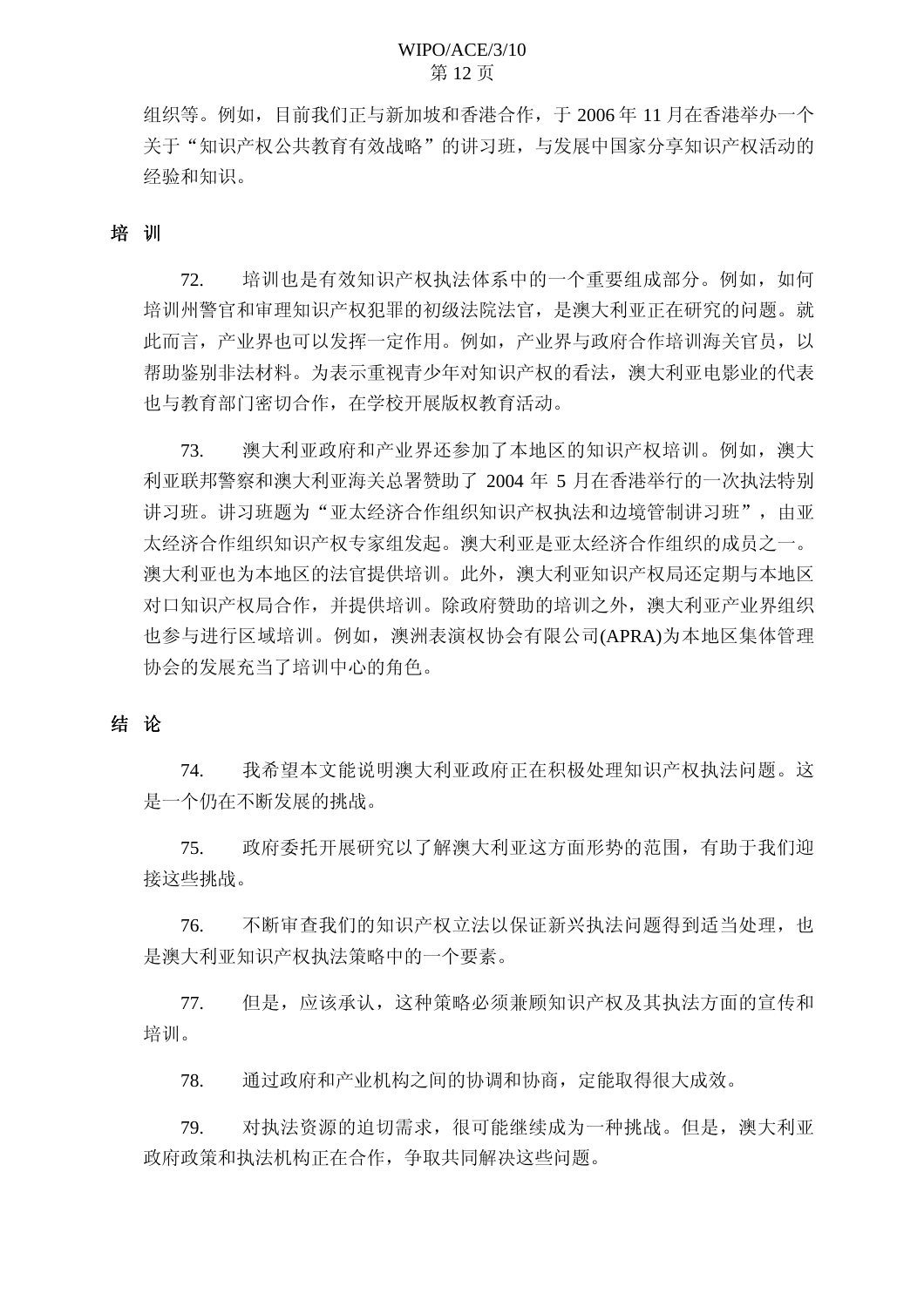组织等。例如，目前我们正与新加坡和香港合作，于 2006 年 11 月在香港举办一个关于“知识产权公共教育有效战略”的讲习班，与发展中国家分享知识产权活动的经验和知识。

## 培 训

72. 培训也是有效知识产权执法体系中的一个重要组成部分。例如，如何培训州警官和审理知识产权犯罪的初级法院法官，是澳大利亚正在研究的问题。就此而言，产业界也可以发挥一定作用。例如，产业界与政府合作培训海关官员，以帮助鉴别非法材料。为表示重视青少年对知识产权的看法，澳大利亚电影业的代表也与教育部门密切合作，在学校开展版权教育活动。

73. 澳大利亚政府和产业界还参加了本地区的知识产权培训。例如，澳大利亚联邦警察和澳大利亚海关总署赞助了 2004 年 5 月在香港举行的一次执法特别讲习班。讲习班题为“亚太经济合作组织知识产权执法和边境管制讲习班”，由亚太经济合作组织知识产权专家组发起。澳大利亚是亚太经济合作组织的成员之一。澳大利亚也为本地区的法官提供培训。此外，澳大利亚知识产权局还定期与本地区对口知识产权局合作，并提供培训。除政府赞助的培训之外，澳大利亚产业界组织也参与进行区域培训。例如，澳洲表演权协会有限公司(APRA)为本地区集体管理协会的发展充当了培训中心的角色。

## 结 论

74. 我希望本文能说明澳大利亚政府正在积极处理知识产权执法问题。这是一个仍在不断发展的挑战。

75. 政府委托开展研究以了解澳大利亚这方面形势的范围，有助于我们迎接这些挑战。

76. 不断审查我们的知识产权立法以保证新兴执法问题得到适当处理，也是澳大利亚知识产权执法策略中的一个要素。

77. 但是，应该承认，这种策略必须兼顾知识产权及其执法方面的宣传和培训。

78. 通过政府和产业机构之间的协调和协商，定能取得很大成效。

79. 对执法资源的迫切需求，很可能继续成为一种挑战。但是，澳大利亚政府政策和执法机构正在合作，争取共同解决这些问题。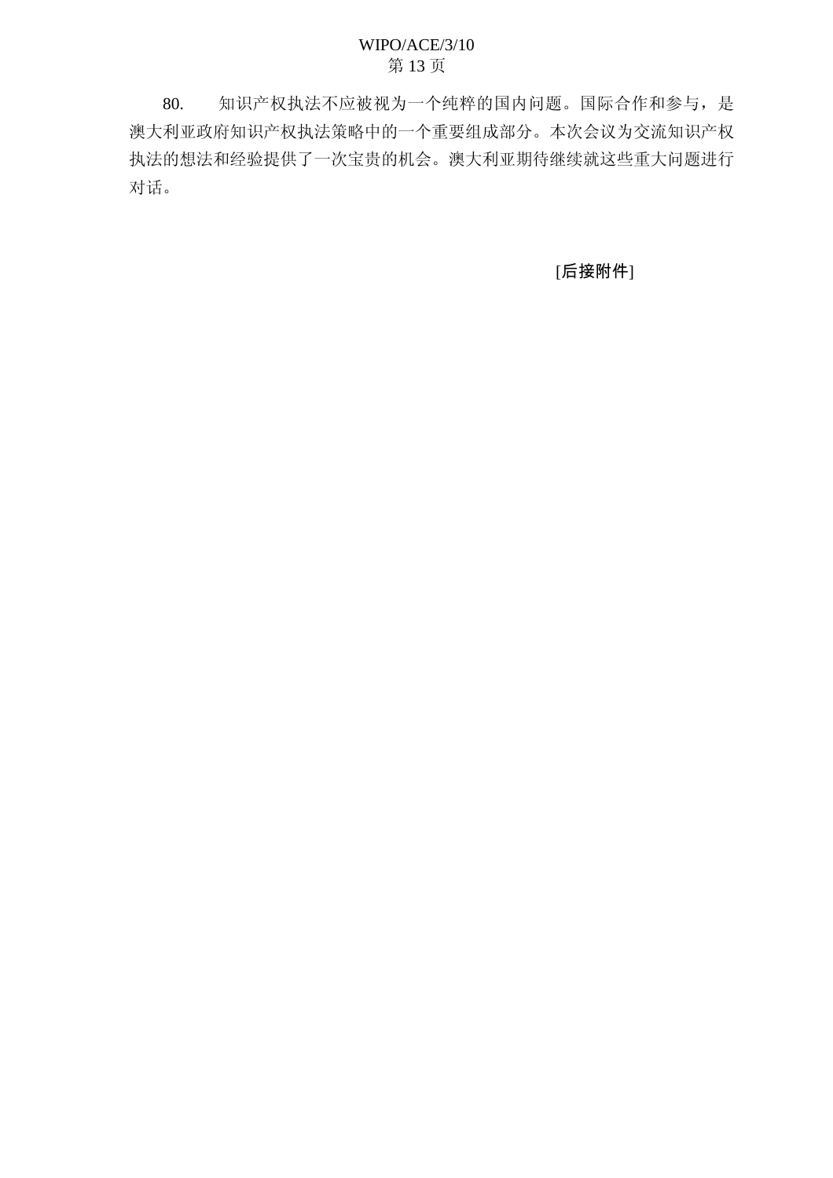80. 知识产权执法不应被视为一个纯粹的国内问题。国际合作和参与，是澳大利亚政府知识产权执法策略中的一个重要组成部分。本次会议为交流知识产权执法的想法和经验提供了一次宝贵的机会。澳大利亚期待继续就这些重大问题进行对话。

[后接附件]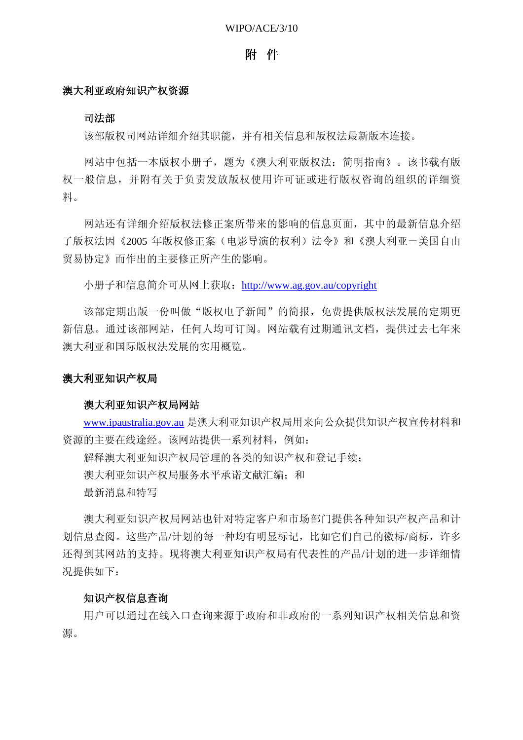# 附 件

## 澳大利亚政府知识产权资源

### 司法部

该部版权司网站详细介绍其职能，并有相关信息和版权法最新版本连接。

网站中包括一本版权小册子，题为《澳大利亚版权法：简明指南》。该书载有版权一般信息，并附有关于负责发放版权使用许可证或进行版权咨询的组织的详细资料。

网站还有详细介绍版权法修正案所带来的影响的信息页面，其中的最新信息介绍了版权法因《2005 年版权修正案（电影导演的权利）法令》和《澳大利亚－美国自由贸易协定》而作出的主要修正所产生的影响。

小册子和信息简介可从网上获取：http://www.ag.gov.au/copyright

该部定期出版一份叫做“版权电子新闻”的简报，免费提供版权法发展的定期更新信息。通过该部网站，任何人均可订阅。网站载有过期通讯文档，提供过去七年来澳大利亚和国际版权法发展的实用概览。

## 澳大利亚知识产权局

### 澳大利亚知识产权局网站

www.ipaustralia.gov.au 是澳大利亚知识产权局用来向公众提供知识产权宣传材料和资源的主要在线途经。该网站提供一系列材料，例如：

解释澳大利亚知识产权局管理的各类的知识产权和登记手续；

澳大利亚知识产权局服务水平承诺文献汇编；和

最新消息和特写

澳大利亚知识产权局网站也针对特定客户和市场部门提供各种知识产权产品和计划信息查阅。这些产品/计划的每一种均有明显标记，比如它们自己的徽标/商标，许多还得到其网站的支持。现将澳大利亚知识产权局有代表性的产品/计划的进一步详细情况提供如下：

### 知识产权信息查询

用户可以通过在线入口查询来源于政府和非政府的一系列知识产权相关信息和资源。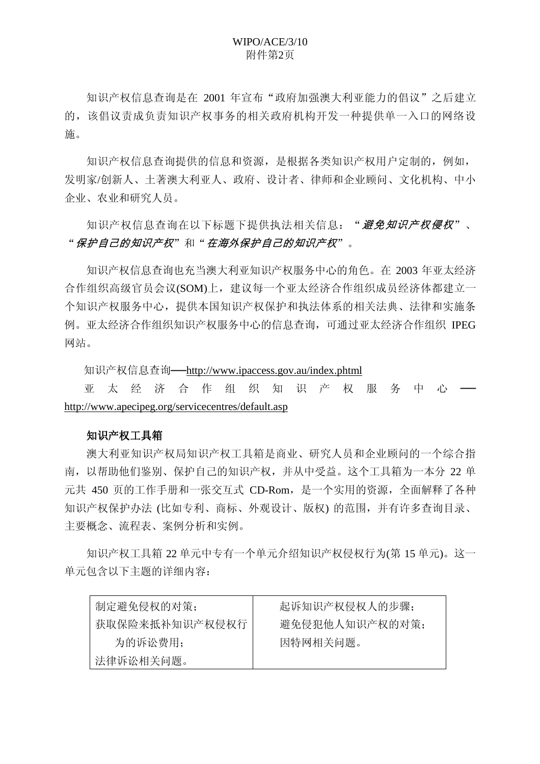知识产权信息查询是在 2001 年宣布"政府加强澳大利亚能力的倡议"之后建立的，该倡议责成负责知识产权事务的相关政府机构开发一种提供单一入口的网络设施。

知识产权信息查询提供的信息和资源，是根据各类知识产权用户定制的，例如，发明家/创新人、土著澳大利亚人、政府、设计者、律师和企业顾问、文化机构、中小企业、农业和研究人员。

知识产权信息查询在以下标题下提供执法相关信息："*避免知识产权侵权*"、"*保护自己的知识产权*"和"*在海外保护自己的知识产权*"。

知识产权信息查询也充当澳大利亚知识产权服务中心的角色。在 2003 年亚太经济合作组织高级官员会议(SOM)上，建议每一个亚太经济合作组织成员经济体都建立一个知识产权服务中心，提供本国知识产权保护和执法体系的相关法典、法律和实施条例。亚太经济合作组织知识产权服务中心的信息查询，可通过亚太经济合作组织 IPEG 网站。

知识产权信息查询──http://www.ipaccess.gov.au/index.phtml
亚太经济合作组织知识产权服务中心──http://www.apecipeg.org/servicecentres/default.asp

**知识产权工具箱**

澳大利亚知识产权局知识产权工具箱是商业、研究人员和企业顾问的一个综合指南，以帮助他们鉴别、保护自己的知识产权，并从中受益。这个工具箱为一本分 22 单元共 450 页的工作手册和一张交互式 CD-Rom，是一个实用的资源，全面解释了各种知识产权保护办法 (比如专利、商标、外观设计、版权) 的范围，并有许多查询目录、主要概念、流程表、案例分析和实例。

知识产权工具箱 22 单元中专有一个单元介绍知识产权侵权行为(第 15 单元)。这一单元包含以下主题的详细内容：

| | |
|---|---|
| 制定避免侵权的对策；<br>获取保险来抵补知识产权侵权行为的诉讼费用；<br>法律诉讼相关问题。 | 起诉知识产权侵权人的步骤；<br>避免侵犯他人知识产权的对策；<br>因特网相关问题。 |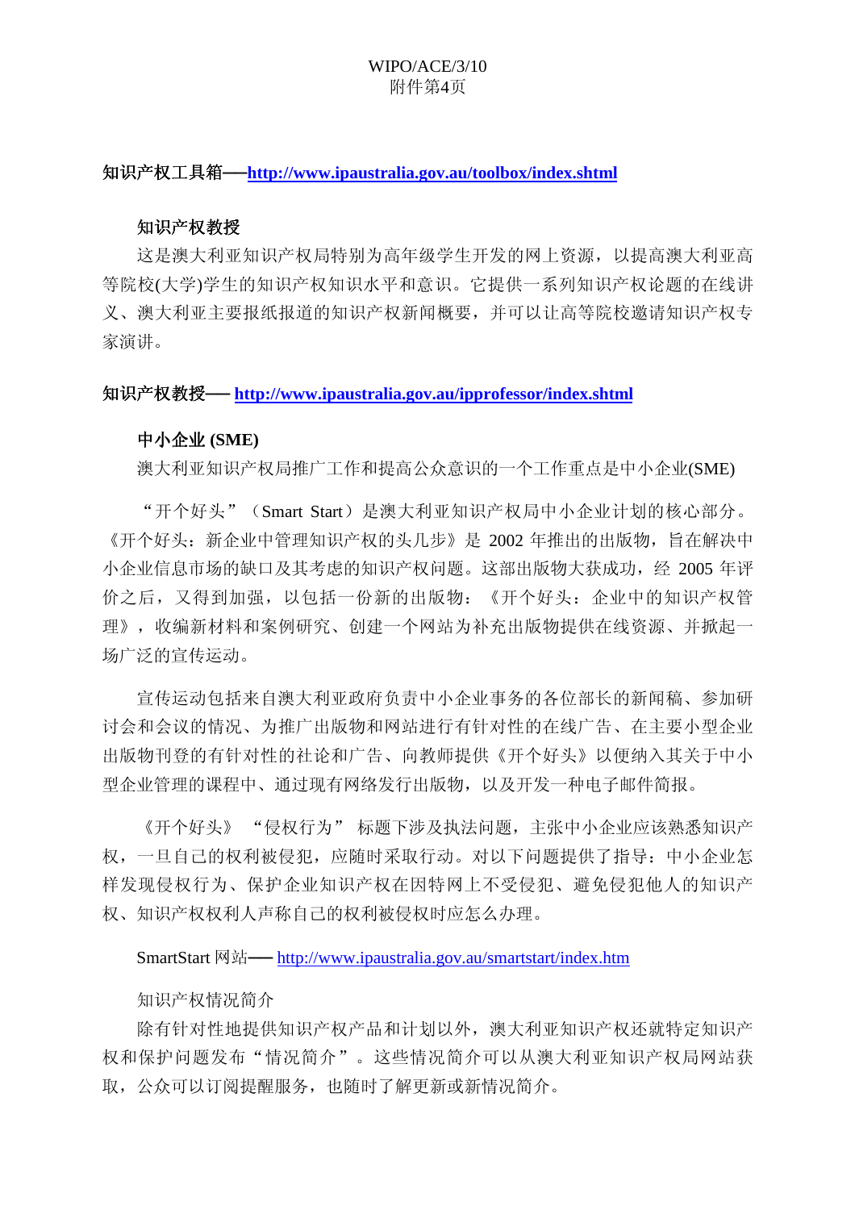**知识产权工具箱—http://www.ipaustralia.gov.au/toolbox/index.shtml**

**知识产权教授**

这是澳大利亚知识产权局特别为高年级学生开发的网上资源，以提高澳大利亚高等院校(大学)学生的知识产权知识水平和意识。它提供一系列知识产权论题的在线讲义、澳大利亚主要报纸报道的知识产权新闻概要，并可以让高等院校邀请知识产权专家演讲。

**知识产权教授— http://www.ipaustralia.gov.au/ipprofessor/index.shtml**

**中小企业 (SME)**

澳大利亚知识产权局推广工作和提高公众意识的一个工作重点是中小企业(SME)

"开个好头"（Smart Start）是澳大利亚知识产权局中小企业计划的核心部分。《开个好头：新企业中管理知识产权的头几步》是 2002 年推出的出版物，旨在解决中小企业信息市场的缺口及其考虑的知识产权问题。这部出版物大获成功，经 2005 年评价之后，又得到加强，以包括一份新的出版物：《开个好头：企业中的知识产权管理》，收编新材料和案例研究、创建一个网站为补充出版物提供在线资源、并掀起一场广泛的宣传运动。

宣传运动包括来自澳大利亚政府负责中小企业事务的各位部长的新闻稿、参加研讨会和会议的情况、为推广出版物和网站进行有针对性的在线广告、在主要小型企业出版物刊登的有针对性的社论和广告、向教师提供《开个好头》以便纳入其关于中小型企业管理的课程中、通过现有网络发行出版物，以及开发一种电子邮件简报。

《开个好头》 "侵权行为" 标题下涉及执法问题，主张中小企业应该熟悉知识产权，一旦自己的权利被侵犯，应随时采取行动。对以下问题提供了指导：中小企业怎样发现侵权行为、保护企业知识产权在因特网上不受侵犯、避免侵犯他人的知识产权、知识产权权利人声称自己的权利被侵权时应怎么办理。

SmartStart 网站— http://www.ipaustralia.gov.au/smartstart/index.htm

知识产权情况简介

除有针对性地提供知识产权产品和计划以外，澳大利亚知识产权还就特定知识产权和保护问题发布"情况简介"。这些情况简介可以从澳大利亚知识产权局网站获取，公众可以订阅提醒服务，也随时了解更新或新情况简介。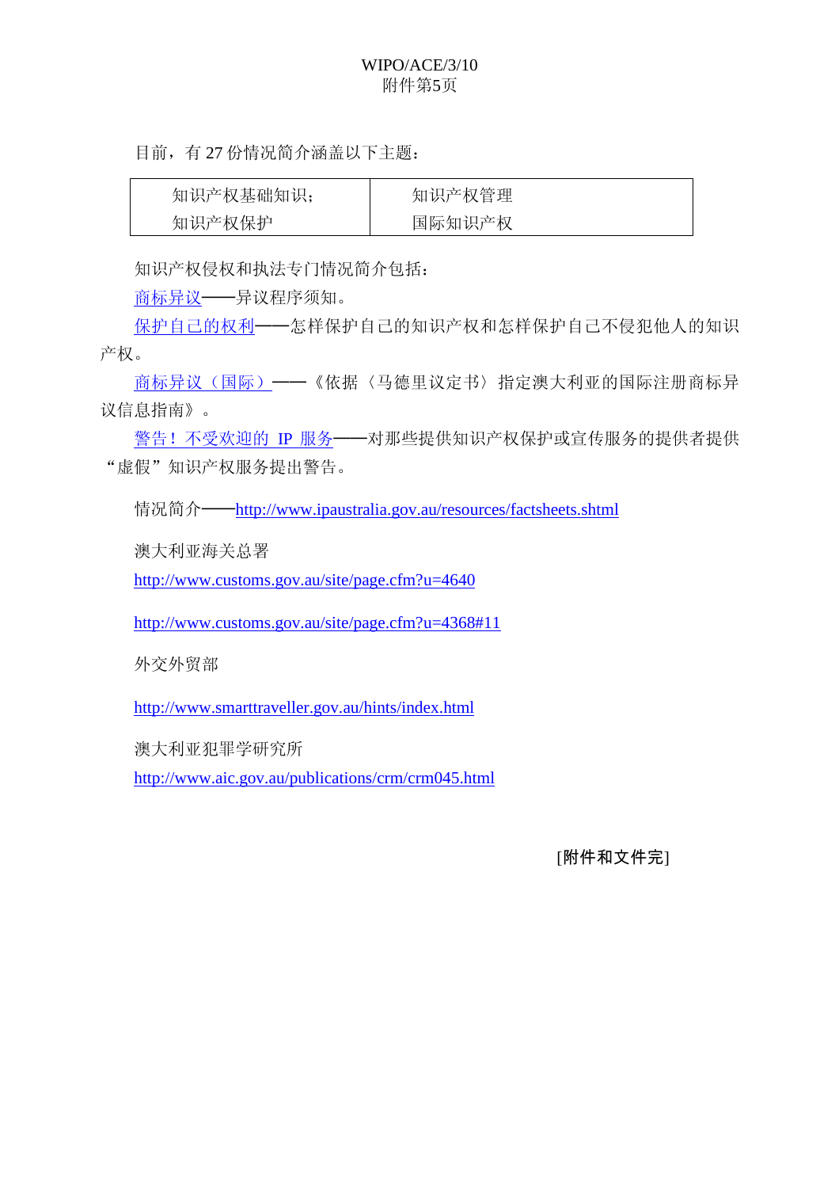目前，有 27 份情况简介涵盖以下主题：

| | |
|---|---|
| 知识产权基础知识；<br>知识产权保护 | 知识产权管理<br>国际知识产权 |

知识产权侵权和执法专门情况简介包括：

商标异议——异议程序须知。

保护自己的权利——怎样保护自己的知识产权和怎样保护自己不侵犯他人的知识产权。

商标异议（国际）——《依据〈马德里议定书〉指定澳大利亚的国际注册商标异议信息指南》。

警告！不受欢迎的 IP 服务——对那些提供知识产权保护或宣传服务的提供者提供“虚假”知识产权服务提出警告。

情况简介——http://www.ipaustralia.gov.au/resources/factsheets.shtml

澳大利亚海关总署

http://www.customs.gov.au/site/page.cfm?u=4640

http://www.customs.gov.au/site/page.cfm?u=4368#11

外交外贸部

http://www.smarttraveller.gov.au/hints/index.html

澳大利亚犯罪学研究所

http://www.aic.gov.au/publications/crm/crm045.html

[附件和文件完]